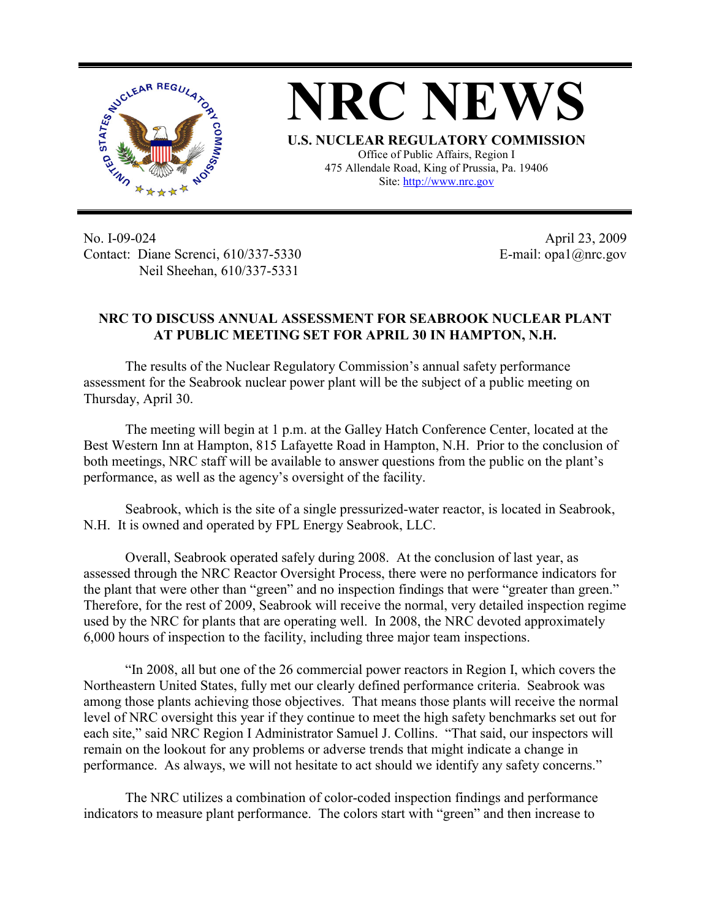# NRC NEWS

**U.S. NUCLEAR REGULATORY COMMISSION**
Office of Public Affairs, Region I
475 Allendale Road, King of Prussia, Pa. 19406
Site: http://www.nrc.gov

No. I-09-024
Contact: Diane Screnci, 610/337-5330
Neil Sheehan, 610/337-5331

April 23, 2009
E-mail: opa1@nrc.gov

## NRC TO DISCUSS ANNUAL ASSESSMENT FOR SEABROOK NUCLEAR PLANT AT PUBLIC MEETING SET FOR APRIL 30 IN HAMPTON, N.H.

The results of the Nuclear Regulatory Commission's annual safety performance assessment for the Seabrook nuclear power plant will be the subject of a public meeting on Thursday, April 30.

The meeting will begin at 1 p.m. at the Galley Hatch Conference Center, located at the Best Western Inn at Hampton, 815 Lafayette Road in Hampton, N.H. Prior to the conclusion of both meetings, NRC staff will be available to answer questions from the public on the plant's performance, as well as the agency's oversight of the facility.

Seabrook, which is the site of a single pressurized-water reactor, is located in Seabrook, N.H. It is owned and operated by FPL Energy Seabrook, LLC.

Overall, Seabrook operated safely during 2008. At the conclusion of last year, as assessed through the NRC Reactor Oversight Process, there were no performance indicators for the plant that were other than "green" and no inspection findings that were "greater than green." Therefore, for the rest of 2009, Seabrook will receive the normal, very detailed inspection regime used by the NRC for plants that are operating well. In 2008, the NRC devoted approximately 6,000 hours of inspection to the facility, including three major team inspections.

"In 2008, all but one of the 26 commercial power reactors in Region I, which covers the Northeastern United States, fully met our clearly defined performance criteria. Seabrook was among those plants achieving those objectives. That means those plants will receive the normal level of NRC oversight this year if they continue to meet the high safety benchmarks set out for each site," said NRC Region I Administrator Samuel J. Collins. "That said, our inspectors will remain on the lookout for any problems or adverse trends that might indicate a change in performance. As always, we will not hesitate to act should we identify any safety concerns."

The NRC utilizes a combination of color-coded inspection findings and performance indicators to measure plant performance. The colors start with "green" and then increase to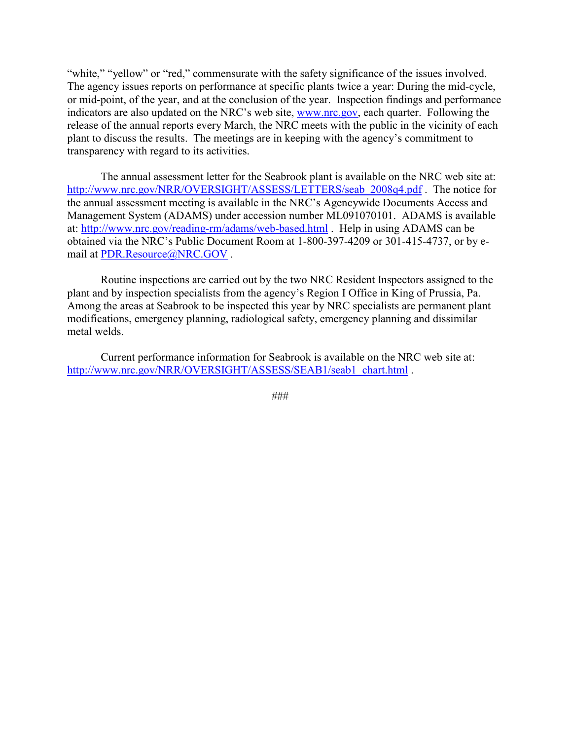"white," "yellow" or "red," commensurate with the safety significance of the issues involved. The agency issues reports on performance at specific plants twice a year: During the mid-cycle, or mid-point, of the year, and at the conclusion of the year. Inspection findings and performance indicators are also updated on the NRC's web site, www.nrc.gov, each quarter. Following the release of the annual reports every March, the NRC meets with the public in the vicinity of each plant to discuss the results. The meetings are in keeping with the agency's commitment to transparency with regard to its activities.

The annual assessment letter for the Seabrook plant is available on the NRC web site at: http://www.nrc.gov/NRR/OVERSIGHT/ASSESS/LETTERS/seab_2008q4.pdf . The notice for the annual assessment meeting is available in the NRC's Agencywide Documents Access and Management System (ADAMS) under accession number ML091070101. ADAMS is available at: http://www.nrc.gov/reading-rm/adams/web-based.html . Help in using ADAMS can be obtained via the NRC's Public Document Room at 1-800-397-4209 or 301-415-4737, or by e-mail at PDR.Resource@NRC.GOV .

Routine inspections are carried out by the two NRC Resident Inspectors assigned to the plant and by inspection specialists from the agency's Region I Office in King of Prussia, Pa. Among the areas at Seabrook to be inspected this year by NRC specialists are permanent plant modifications, emergency planning, radiological safety, emergency planning and dissimilar metal welds.

Current performance information for Seabrook is available on the NRC web site at: http://www.nrc.gov/NRR/OVERSIGHT/ASSESS/SEAB1/seab1_chart.html .

###